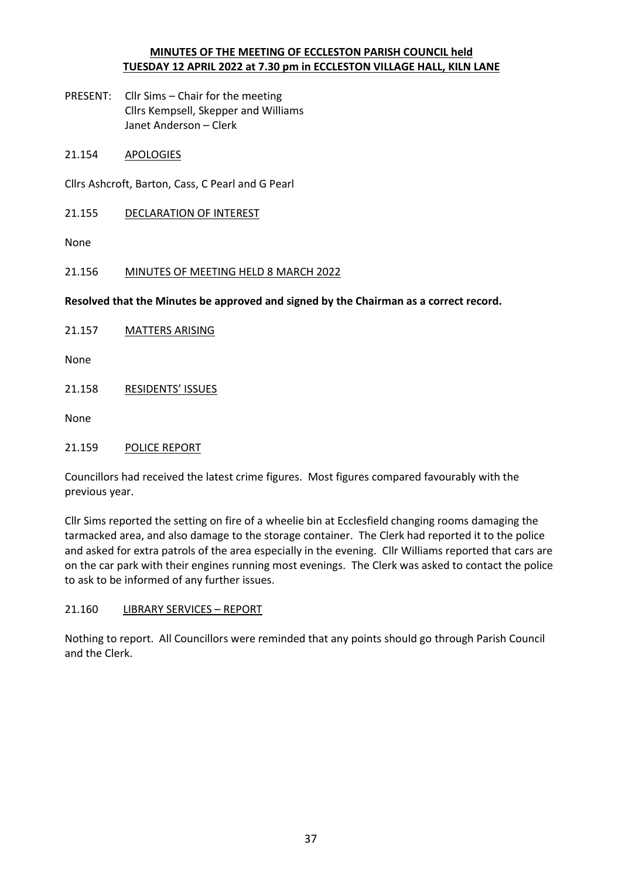# MINUTES OF THE MEETING OF ECCLESTON PARISH COUNCIL held TUESDAY 12 APRIL 2022 at 7.30 pm in ECCLESTON VILLAGE HALL, KILN LANE

PRESENT: Cllr Sims – Chair for the meeting
Cllrs Kempsell, Skepper and Williams
Janet Anderson – Clerk

## 21.154 APOLOGIES

Cllrs Ashcroft, Barton, Cass, C Pearl and G Pearl

## 21.155 DECLARATION OF INTEREST

None

## 21.156 MINUTES OF MEETING HELD 8 MARCH 2022

**Resolved that the Minutes be approved and signed by the Chairman as a correct record.**

## 21.157 MATTERS ARISING

None

## 21.158 RESIDENTS' ISSUES

None

## 21.159 POLICE REPORT

Councillors had received the latest crime figures. Most figures compared favourably with the previous year.

Cllr Sims reported the setting on fire of a wheelie bin at Ecclesfield changing rooms damaging the tarmacked area, and also damage to the storage container. The Clerk had reported it to the police and asked for extra patrols of the area especially in the evening. Cllr Williams reported that cars are on the car park with their engines running most evenings. The Clerk was asked to contact the police to ask to be informed of any further issues.

## 21.160 LIBRARY SERVICES – REPORT

Nothing to report. All Councillors were reminded that any points should go through Parish Council and the Clerk.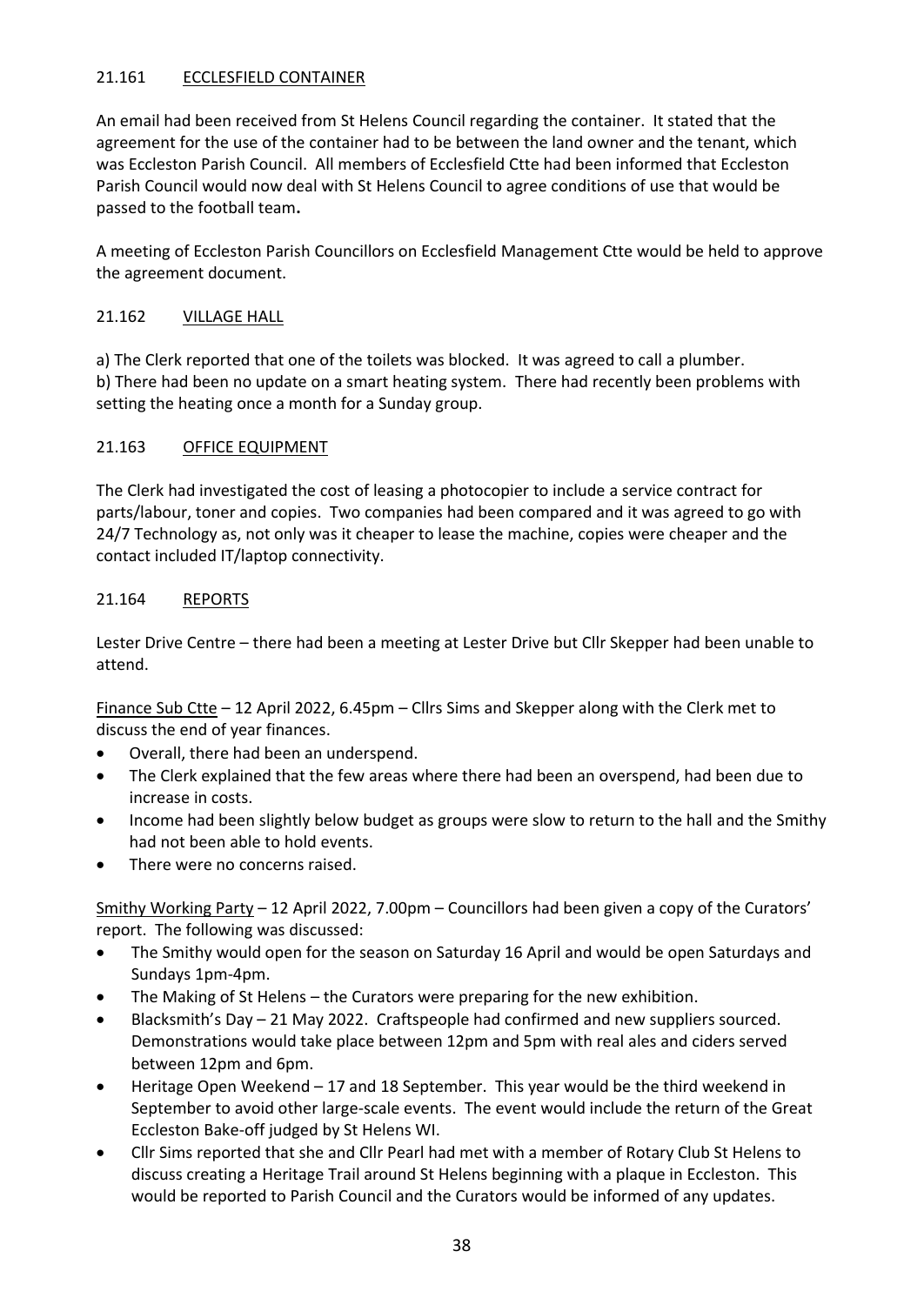## 21.161 ECCLESFIELD CONTAINER

An email had been received from St Helens Council regarding the container. It stated that the agreement for the use of the container had to be between the land owner and the tenant, which was Eccleston Parish Council. All members of Ecclesfield Ctte had been informed that Eccleston Parish Council would now deal with St Helens Council to agree conditions of use that would be passed to the football team.

A meeting of Eccleston Parish Councillors on Ecclesfield Management Ctte would be held to approve the agreement document.

## 21.162 VILLAGE HALL

a) The Clerk reported that one of the toilets was blocked. It was agreed to call a plumber.
b) There had been no update on a smart heating system. There had recently been problems with setting the heating once a month for a Sunday group.

## 21.163 OFFICE EQUIPMENT

The Clerk had investigated the cost of leasing a photocopier to include a service contract for parts/labour, toner and copies. Two companies had been compared and it was agreed to go with 24/7 Technology as, not only was it cheaper to lease the machine, copies were cheaper and the contact included IT/laptop connectivity.

## 21.164 REPORTS

Lester Drive Centre – there had been a meeting at Lester Drive but Cllr Skepper had been unable to attend.

Finance Sub Ctte – 12 April 2022, 6.45pm – Cllrs Sims and Skepper along with the Clerk met to discuss the end of year finances.

- Overall, there had been an underspend.
- The Clerk explained that the few areas where there had been an overspend, had been due to increase in costs.
- Income had been slightly below budget as groups were slow to return to the hall and the Smithy had not been able to hold events.
- There were no concerns raised.

Smithy Working Party – 12 April 2022, 7.00pm – Councillors had been given a copy of the Curators' report. The following was discussed:

- The Smithy would open for the season on Saturday 16 April and would be open Saturdays and Sundays 1pm-4pm.
- The Making of St Helens – the Curators were preparing for the new exhibition.
- Blacksmith's Day – 21 May 2022. Craftspeople had confirmed and new suppliers sourced. Demonstrations would take place between 12pm and 5pm with real ales and ciders served between 12pm and 6pm.
- Heritage Open Weekend – 17 and 18 September. This year would be the third weekend in September to avoid other large-scale events. The event would include the return of the Great Eccleston Bake-off judged by St Helens WI.
- Cllr Sims reported that she and Cllr Pearl had met with a member of Rotary Club St Helens to discuss creating a Heritage Trail around St Helens beginning with a plaque in Eccleston. This would be reported to Parish Council and the Curators would be informed of any updates.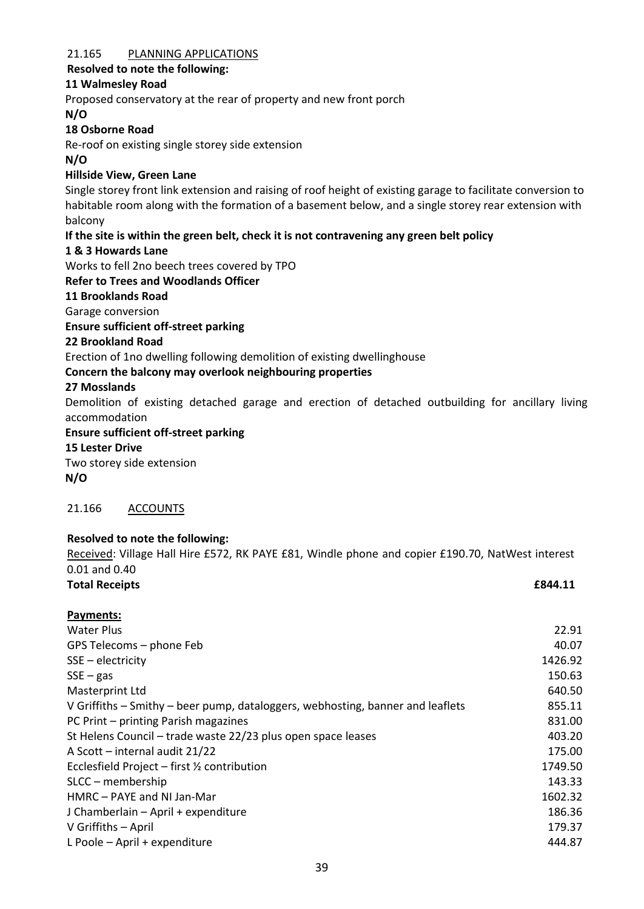21.165 PLANNING APPLICATIONS

**Resolved to note the following:**

**11 Walmesley Road**

Proposed conservatory at the rear of property and new front porch

**N/O**

**18 Osborne Road**

Re-roof on existing single storey side extension

**N/O**

**Hillside View, Green Lane**

Single storey front link extension and raising of roof height of existing garage to facilitate conversion to habitable room along with the formation of a basement below, and a single storey rear extension with balcony

**If the site is within the green belt, check it is not contravening any green belt policy**

**1 & 3 Howards Lane**

Works to fell 2no beech trees covered by TPO

**Refer to Trees and Woodlands Officer**

**11 Brooklands Road**

Garage conversion

**Ensure sufficient off-street parking**

**22 Brookland Road**

Erection of 1no dwelling following demolition of existing dwellinghouse

**Concern the balcony may overlook neighbouring properties**

**27 Mosslands**

Demolition of existing detached garage and erection of detached outbuilding for ancillary living accommodation

**Ensure sufficient off-street parking**

**15 Lester Drive**

Two storey side extension

**N/O**

21.166 ACCOUNTS

**Resolved to note the following:**

Received: Village Hall Hire £572, RK PAYE £81, Windle phone and copier £190.70, NatWest interest 0.01 and 0.40

**Total Receipts** **£844.11**

**Payments:**

| | |
|---|---|
| Water Plus | 22.91 |
| GPS Telecoms – phone Feb | 40.07 |
| SSE – electricity | 1426.92 |
| SSE – gas | 150.63 |
| Masterprint Ltd | 640.50 |
| V Griffiths – Smithy – beer pump, dataloggers, webhosting, banner and leaflets | 855.11 |
| PC Print – printing Parish magazines | 831.00 |
| St Helens Council – trade waste 22/23 plus open space leases | 403.20 |
| A Scott – internal audit 21/22 | 175.00 |
| Ecclesfield Project – first ½ contribution | 1749.50 |
| SLCC – membership | 143.33 |
| HMRC – PAYE and NI Jan-Mar | 1602.32 |
| J Chamberlain – April + expenditure | 186.36 |
| V Griffiths – April | 179.37 |
| L Poole – April + expenditure | 444.87 |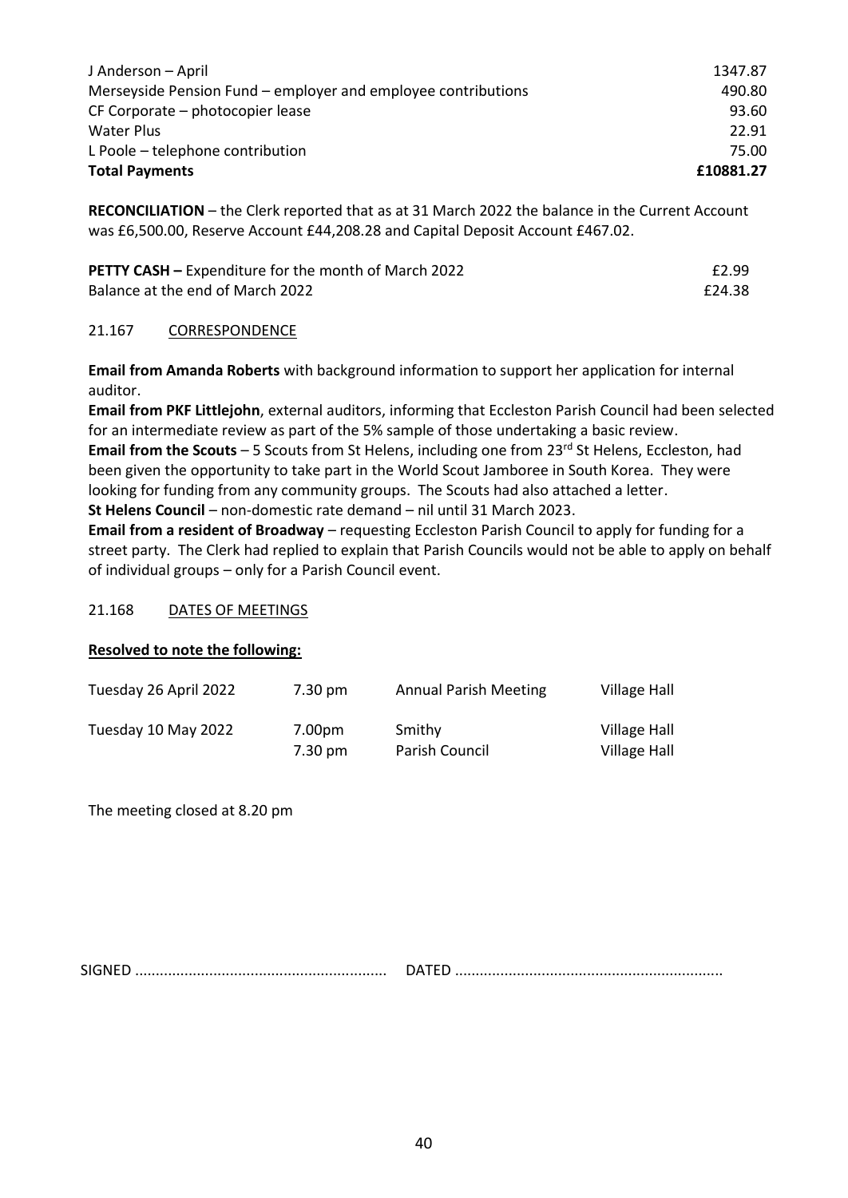| | |
|---|---|
| J Anderson – April | 1347.87 |
| Merseyside Pension Fund – employer and employee contributions | 490.80 |
| CF Corporate – photocopier lease | 93.60 |
| Water Plus | 22.91 |
| L Poole – telephone contribution | 75.00 |
| **Total Payments** | **£10881.27** |

**RECONCILIATION** – the Clerk reported that as at 31 March 2022 the balance in the Current Account was £6,500.00, Reserve Account £44,208.28 and Capital Deposit Account £467.02.

| | |
|---|---|
| **PETTY CASH –** Expenditure for the month of March 2022 | £2.99 |
| Balance at the end of March 2022 | £24.38 |

21.167 CORRESPONDENCE

**Email from Amanda Roberts** with background information to support her application for internal auditor.

**Email from PKF Littlejohn**, external auditors, informing that Eccleston Parish Council had been selected for an intermediate review as part of the 5% sample of those undertaking a basic review.

**Email from the Scouts** – 5 Scouts from St Helens, including one from 23rd St Helens, Eccleston, had been given the opportunity to take part in the World Scout Jamboree in South Korea. They were looking for funding from any community groups. The Scouts had also attached a letter.

**St Helens Council** – non-domestic rate demand – nil until 31 March 2023.

**Email from a resident of Broadway** – requesting Eccleston Parish Council to apply for funding for a street party. The Clerk had replied to explain that Parish Councils would not be able to apply on behalf of individual groups – only for a Parish Council event.

21.168 DATES OF MEETINGS

**Resolved to note the following:**

| | | | |
|---|---|---|---|
| Tuesday 26 April 2022 | 7.30 pm | Annual Parish Meeting | Village Hall |
| Tuesday 10 May 2022 | 7.00pm | Smithy | Village Hall |
| | 7.30 pm | Parish Council | Village Hall |

The meeting closed at 8.20 pm

SIGNED ............................................................ DATED ................................................................